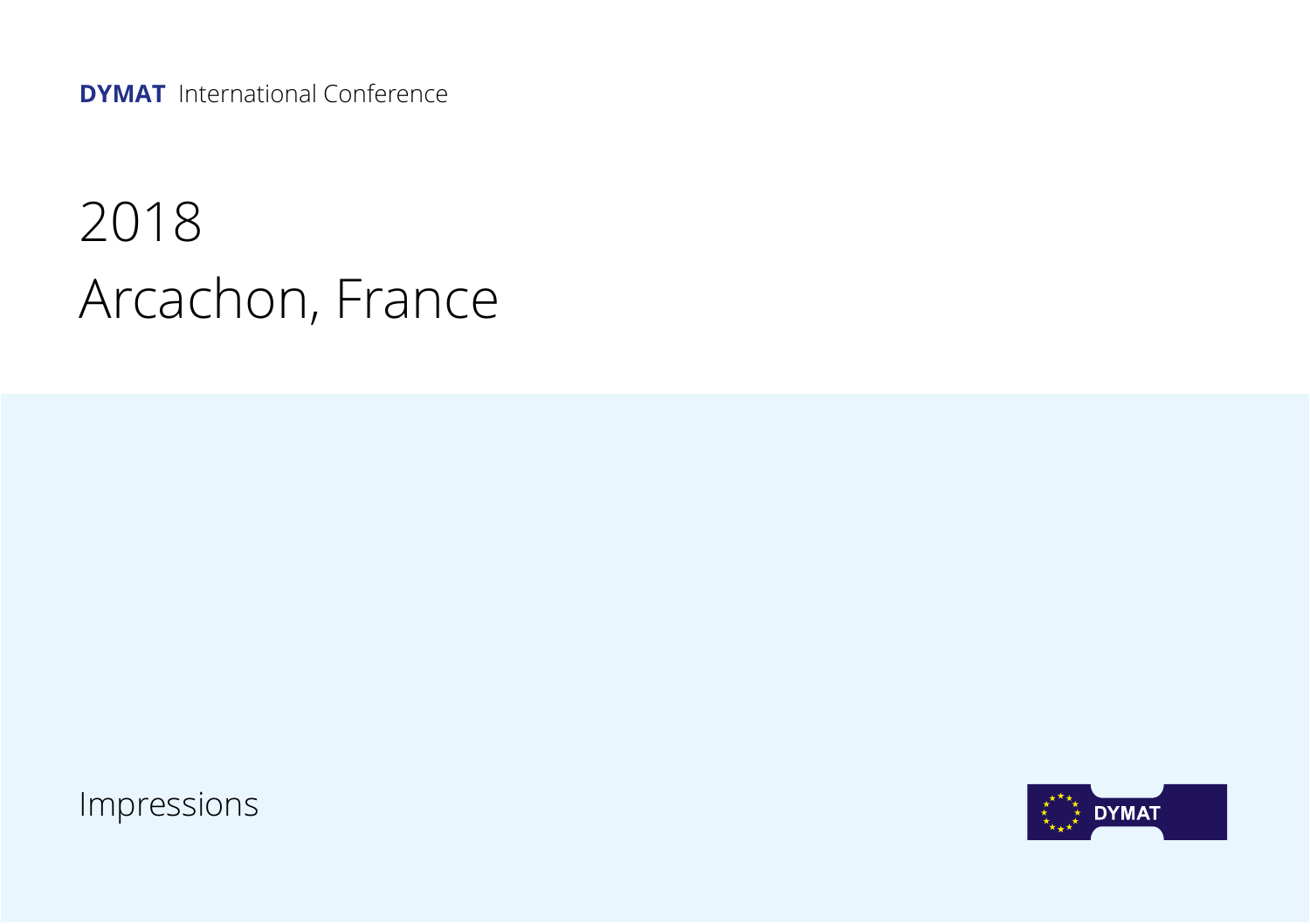**DYMAT** International Conference

# 2018
# Arcachon, France

Impressions

DYMAT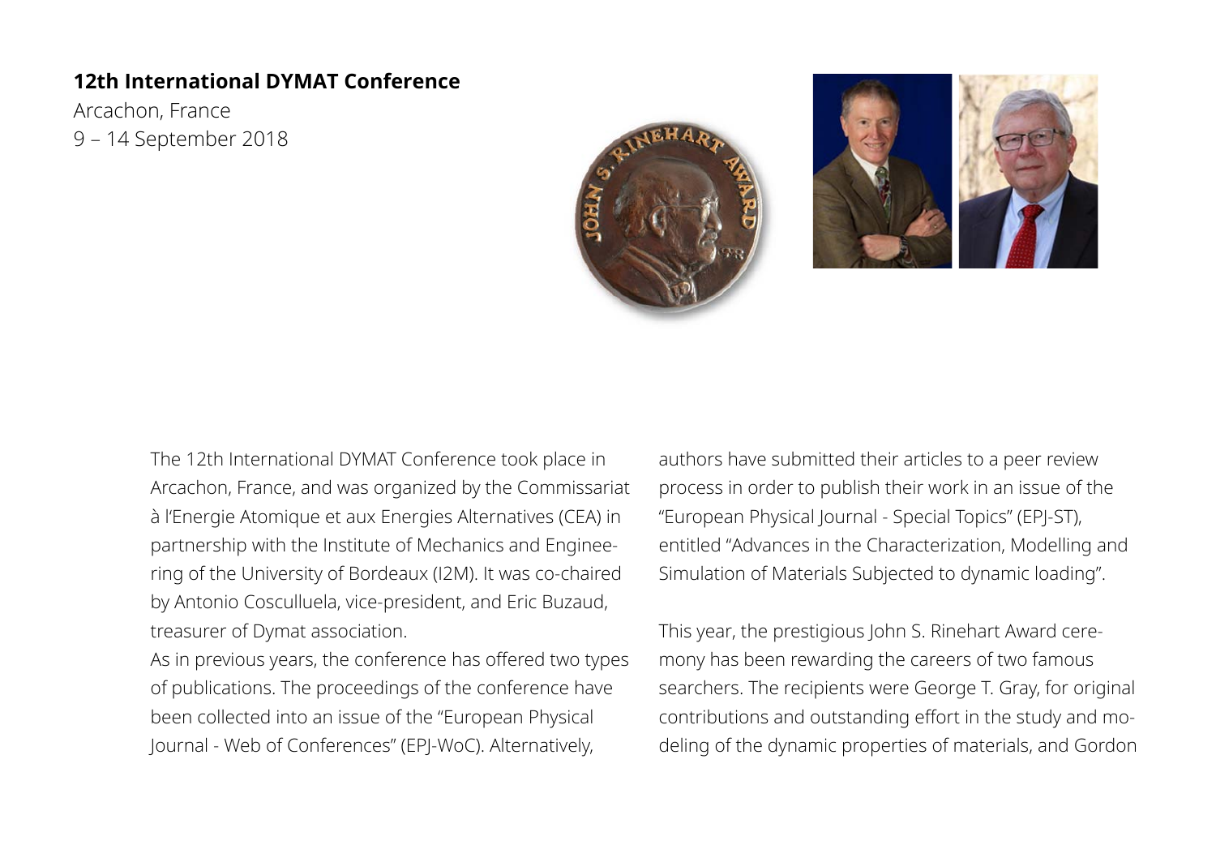**12th International DYMAT Conference**

Arcachon, France

9 – 14 September 2018

The 12th International DYMAT Conference took place in Arcachon, France, and was organized by the Commissariat à l'Energie Atomique et aux Energies Alternatives (CEA) in partnership with the Institute of Mechanics and Engineering of the University of Bordeaux (I2M). It was co-chaired by Antonio Cosculluela, vice-president, and Eric Buzaud, treasurer of Dymat association.

As in previous years, the conference has offered two types of publications. The proceedings of the conference have been collected into an issue of the "European Physical Journal - Web of Conferences" (EPJ-WoC). Alternatively, authors have submitted their articles to a peer review process in order to publish their work in an issue of the "European Physical Journal - Special Topics" (EPJ-ST), entitled "Advances in the Characterization, Modelling and Simulation of Materials Subjected to dynamic loading".

This year, the prestigious John S. Rinehart Award ceremony has been rewarding the careers of two famous searchers. The recipients were George T. Gray, for original contributions and outstanding effort in the study and modeling of the dynamic properties of materials, and Gordon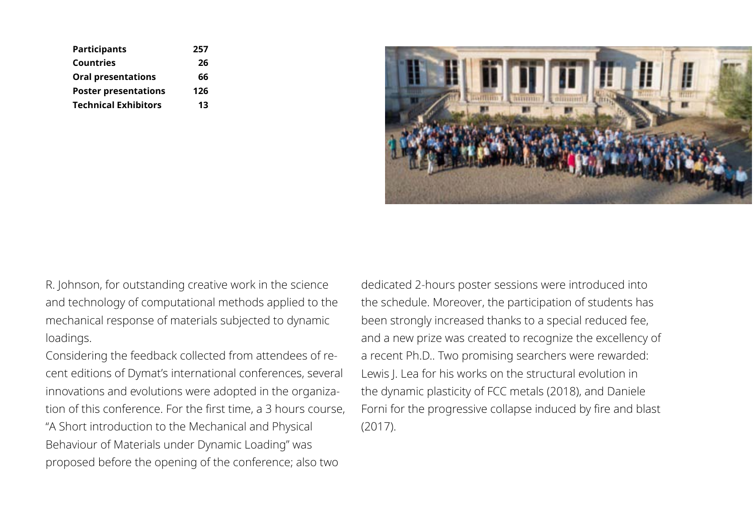| **Participants** | **257** |
|---|---|
| **Countries** | **26** |
| **Oral presentations** | **66** |
| **Poster presentations** | **126** |
| **Technical Exhibitors** | **13** |

R. Johnson, for outstanding creative work in the science and technology of computational methods applied to the mechanical response of materials subjected to dynamic loadings.

Considering the feedback collected from attendees of recent editions of Dymat's international conferences, several innovations and evolutions were adopted in the organization of this conference. For the first time, a 3 hours course, "A Short introduction to the Mechanical and Physical Behaviour of Materials under Dynamic Loading" was proposed before the opening of the conference; also two dedicated 2-hours poster sessions were introduced into the schedule. Moreover, the participation of students has been strongly increased thanks to a special reduced fee, and a new prize was created to recognize the excellency of a recent Ph.D.. Two promising searchers were rewarded: Lewis J. Lea for his works on the structural evolution in the dynamic plasticity of FCC metals (2018), and Daniele Forni for the progressive collapse induced by fire and blast (2017).